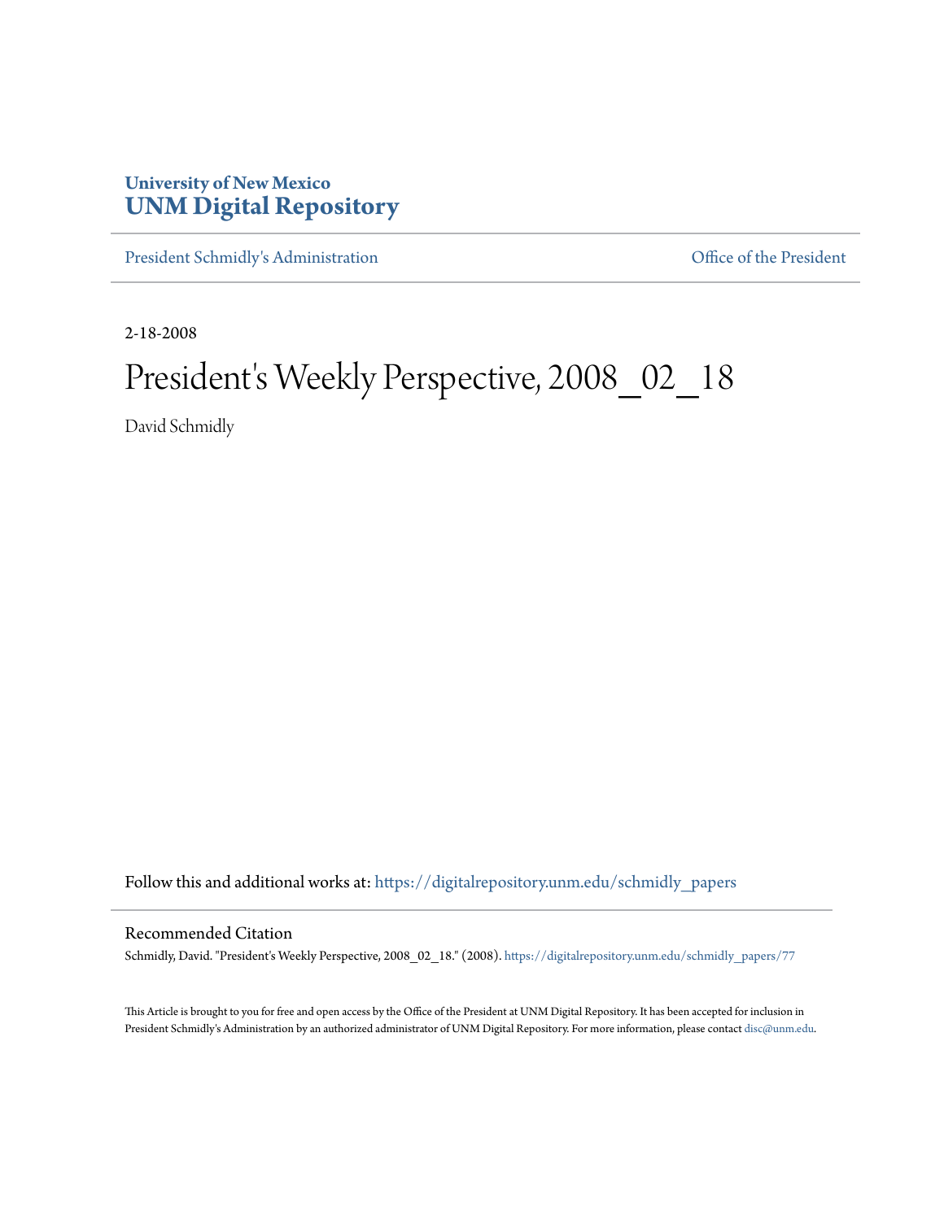**University of New Mexico**
**UNM Digital Repository**

President Schmidly's Administration | Office of the President

2-18-2008

# President's Weekly Perspective, 2008_02_18

David Schmidly

Follow this and additional works at: https://digitalrepository.unm.edu/schmidly_papers

## Recommended Citation

Schmidly, David. "President's Weekly Perspective, 2008_02_18." (2008). https://digitalrepository.unm.edu/schmidly_papers/77

This Article is brought to you for free and open access by the Office of the President at UNM Digital Repository. It has been accepted for inclusion in President Schmidly's Administration by an authorized administrator of UNM Digital Repository. For more information, please contact disc@unm.edu.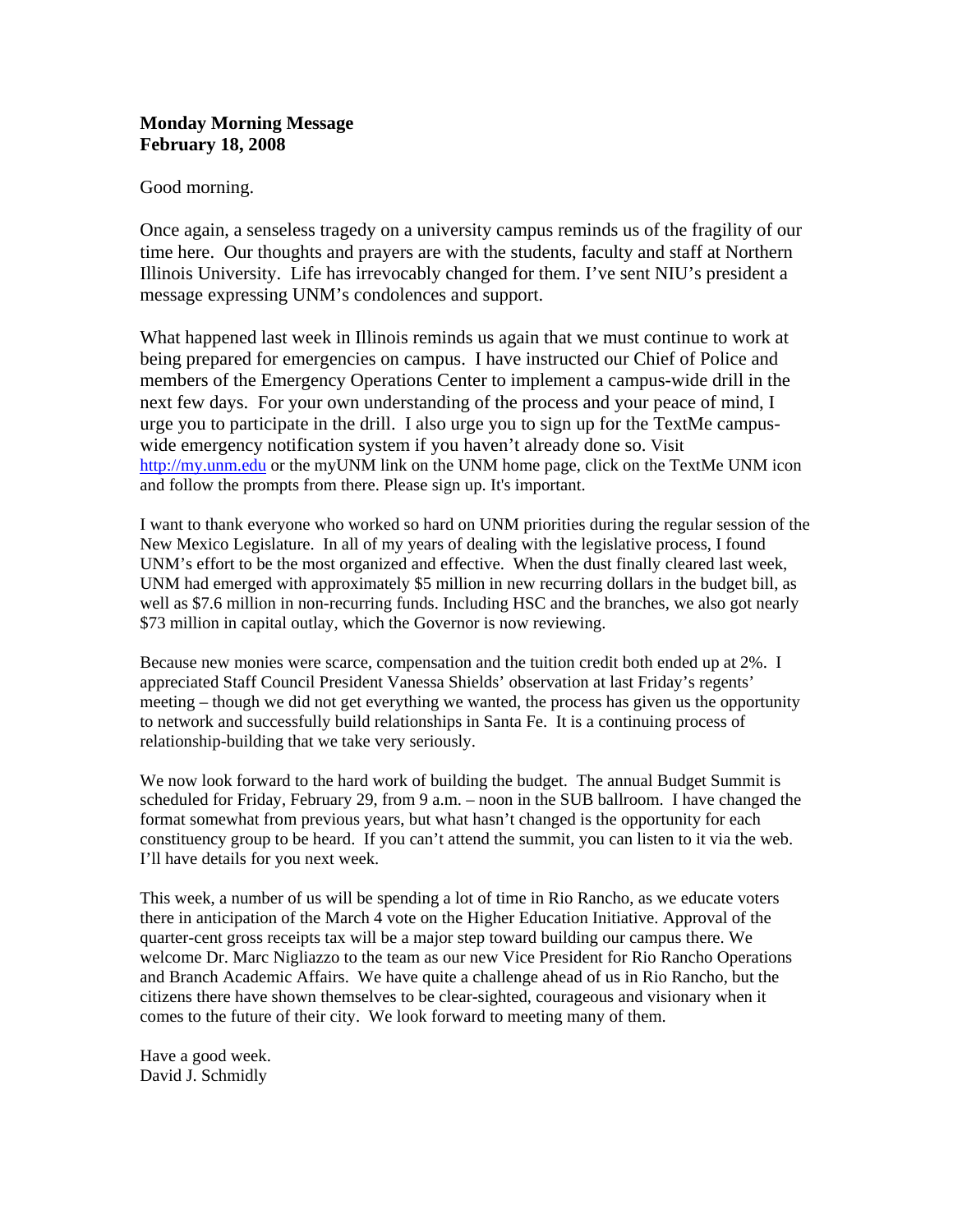**Monday Morning Message**
**February 18, 2008**

Good morning.

Once again, a senseless tragedy on a university campus reminds us of the fragility of our time here. Our thoughts and prayers are with the students, faculty and staff at Northern Illinois University. Life has irrevocably changed for them. I've sent NIU's president a message expressing UNM's condolences and support.

What happened last week in Illinois reminds us again that we must continue to work at being prepared for emergencies on campus. I have instructed our Chief of Police and members of the Emergency Operations Center to implement a campus-wide drill in the next few days. For your own understanding of the process and your peace of mind, I urge you to participate in the drill. I also urge you to sign up for the TextMe campus-wide emergency notification system if you haven't already done so. Visit http://my.unm.edu or the myUNM link on the UNM home page, click on the TextMe UNM icon and follow the prompts from there. Please sign up. It's important.

I want to thank everyone who worked so hard on UNM priorities during the regular session of the New Mexico Legislature. In all of my years of dealing with the legislative process, I found UNM's effort to be the most organized and effective. When the dust finally cleared last week, UNM had emerged with approximately $5 million in new recurring dollars in the budget bill, as well as $7.6 million in non-recurring funds. Including HSC and the branches, we also got nearly $73 million in capital outlay, which the Governor is now reviewing.

Because new monies were scarce, compensation and the tuition credit both ended up at 2%. I appreciated Staff Council President Vanessa Shields' observation at last Friday's regents' meeting – though we did not get everything we wanted, the process has given us the opportunity to network and successfully build relationships in Santa Fe. It is a continuing process of relationship-building that we take very seriously.

We now look forward to the hard work of building the budget. The annual Budget Summit is scheduled for Friday, February 29, from 9 a.m. – noon in the SUB ballroom. I have changed the format somewhat from previous years, but what hasn't changed is the opportunity for each constituency group to be heard. If you can't attend the summit, you can listen to it via the web. I'll have details for you next week.

This week, a number of us will be spending a lot of time in Rio Rancho, as we educate voters there in anticipation of the March 4 vote on the Higher Education Initiative. Approval of the quarter-cent gross receipts tax will be a major step toward building our campus there. We welcome Dr. Marc Nigliazzo to the team as our new Vice President for Rio Rancho Operations and Branch Academic Affairs. We have quite a challenge ahead of us in Rio Rancho, but the citizens there have shown themselves to be clear-sighted, courageous and visionary when it comes to the future of their city. We look forward to meeting many of them.

Have a good week.
David J. Schmidly